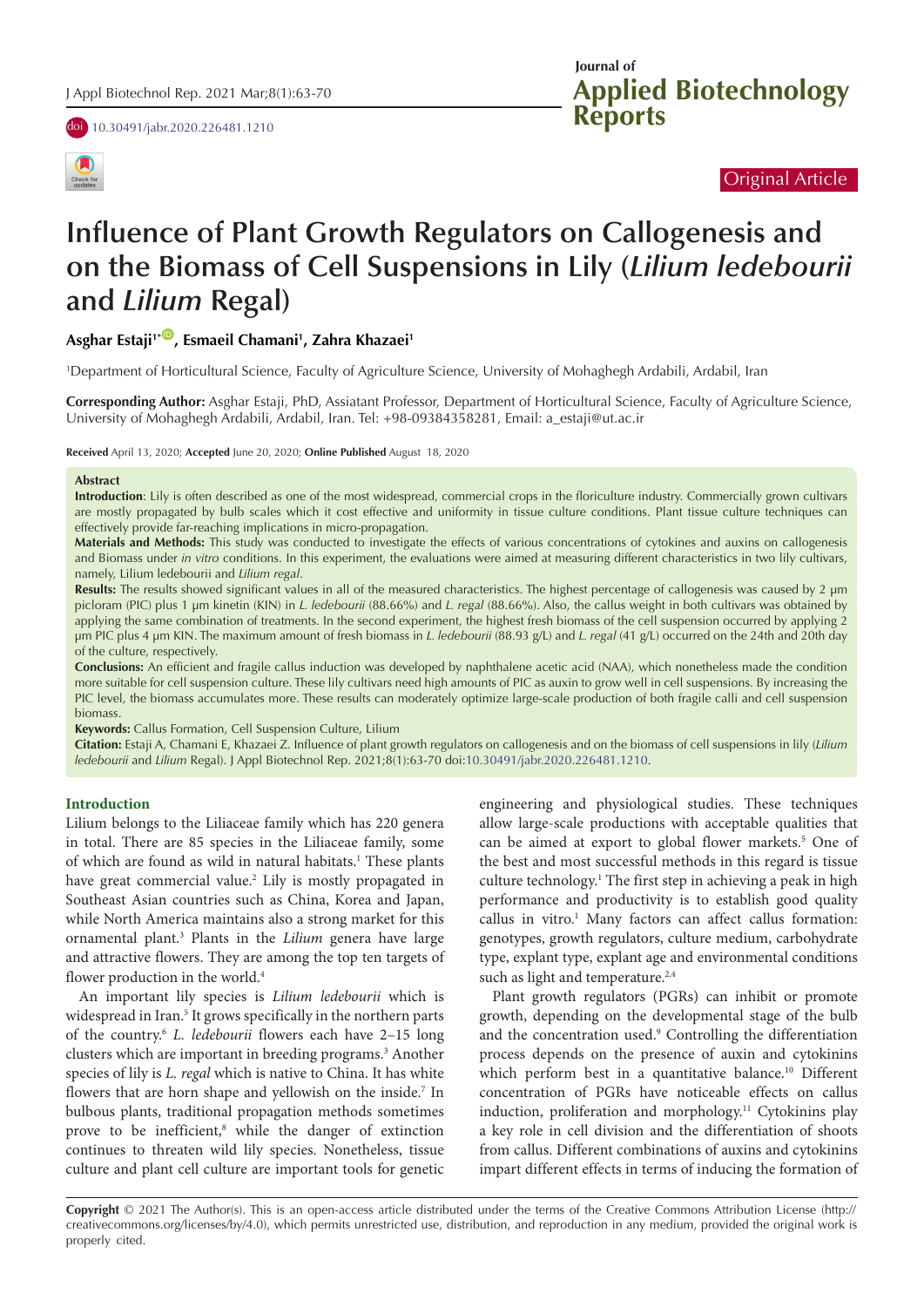Original Article

# Influence of Plant Growth Regulators on Callogenesis and on the Biomass of Cell Suspensions in Lily (*Lilium ledebourii* and *Lilium* Regal)

**Asghar Estaji[1*], Esmaeil Chamani[1], Zahra Khazaei[1]**

[1]Department of Horticultural Science, Faculty of Agriculture Science, University of Mohaghegh Ardabili, Ardabil, Iran

**Corresponding Author:** Asghar Estaji, PhD, Assiatant Professor, Department of Horticultural Science, Faculty of Agriculture Science, University of Mohaghegh Ardabili, Ardabil, Iran. Tel: +98-09384358281, Email: a_estaji@ut.ac.ir

**Received** April 13, 2020; **Accepted** June 20, 2020; **Online Published** August 18, 2020

## Abstract

**Introduction**: Lily is often described as one of the most widespread, commercial crops in the floriculture industry. Commercially grown cultivars are mostly propagated by bulb scales which it cost effective and uniformity in tissue culture conditions. Plant tissue culture techniques can effectively provide far-reaching implications in micro-propagation.

**Materials and Methods:** This study was conducted to investigate the effects of various concentrations of cytokines and auxins on callogenesis and Biomass under *in vitro* conditions. In this experiment, the evaluations were aimed at measuring different characteristics in two lily cultivars, namely, Lilium ledebourii and *Lilium regal*.

**Results:** The results showed significant values in all of the measured characteristics. The highest percentage of callogenesis was caused by 2 µm picloram (PIC) plus 1 µm kinetin (KIN) in *L. ledebourii* (88.66%) and *L. regal* (88.66%). Also, the callus weight in both cultivars was obtained by applying the same combination of treatments. In the second experiment, the highest fresh biomass of the cell suspension occurred by applying 2 µm PIC plus 4 µm KIN. The maximum amount of fresh biomass in *L. ledebourii* (88.93 g/L) and *L. regal* (41 g/L) occurred on the 24th and 20th day of the culture, respectively.

**Conclusions:** An efficient and fragile callus induction was developed by naphthalene acetic acid (NAA), which nonetheless made the condition more suitable for cell suspension culture. These lily cultivars need high amounts of PIC as auxin to grow well in cell suspensions. By increasing the PIC level, the biomass accumulates more. These results can moderately optimize large-scale production of both fragile calli and cell suspension biomass.

**Keywords:** Callus Formation, Cell Suspension Culture, Lilium

**Citation:** Estaji A, Chamani E, Khazaei Z. Influence of plant growth regulators on callogenesis and on the biomass of cell suspensions in lily (*Lilium ledebourii* and *Lilium* Regal). J Appl Biotechnol Rep. 2021;8(1):63-70 doi:10.30491/jabr.2020.226481.1210.

## Introduction

Lilium belongs to the Liliaceae family which has 220 genera in total. There are 85 species in the Liliaceae family, some of which are found as wild in natural habitats.[1] These plants have great commercial value.[2] Lily is mostly propagated in Southeast Asian countries such as China, Korea and Japan, while North America maintains also a strong market for this ornamental plant.[3] Plants in the *Lilium* genera have large and attractive flowers. They are among the top ten targets of flower production in the world.[4]

An important lily species is *Lilium ledebourii* which is widespread in Iran.[5] It grows specifically in the northern parts of the country.[6] *L. ledebourii* flowers each have 2–15 long clusters which are important in breeding programs.[3] Another species of lily is *L. regal* which is native to China. It has white flowers that are horn shape and yellowish on the inside.[7] In bulbous plants, traditional propagation methods sometimes prove to be inefficient,[8] while the danger of extinction continues to threaten wild lily species. Nonetheless, tissue culture and plant cell culture are important tools for genetic engineering and physiological studies. These techniques allow large-scale productions with acceptable qualities that can be aimed at export to global flower markets.[5] One of the best and most successful methods in this regard is tissue culture technology.[1] The first step in achieving a peak in high performance and productivity is to establish good quality callus in vitro.[1] Many factors can affect callus formation: genotypes, growth regulators, culture medium, carbohydrate type, explant type, explant age and environmental conditions such as light and temperature.[2,4]

Plant growth regulators (PGRs) can inhibit or promote growth, depending on the developmental stage of the bulb and the concentration used.[9] Controlling the differentiation process depends on the presence of auxin and cytokinins which perform best in a quantitative balance.[10] Different concentration of PGRs have noticeable effects on callus induction, proliferation and morphology.[11] Cytokinins play a key role in cell division and the differentiation of shoots from callus. Different combinations of auxins and cytokinins impart different effects in terms of inducing the formation of

**Copyright** © 2021 The Author(s). This is an open-access article distributed under the terms of the Creative Commons Attribution License (http://creativecommons.org/licenses/by/4.0), which permits unrestricted use, distribution, and reproduction in any medium, provided the original work is properly cited.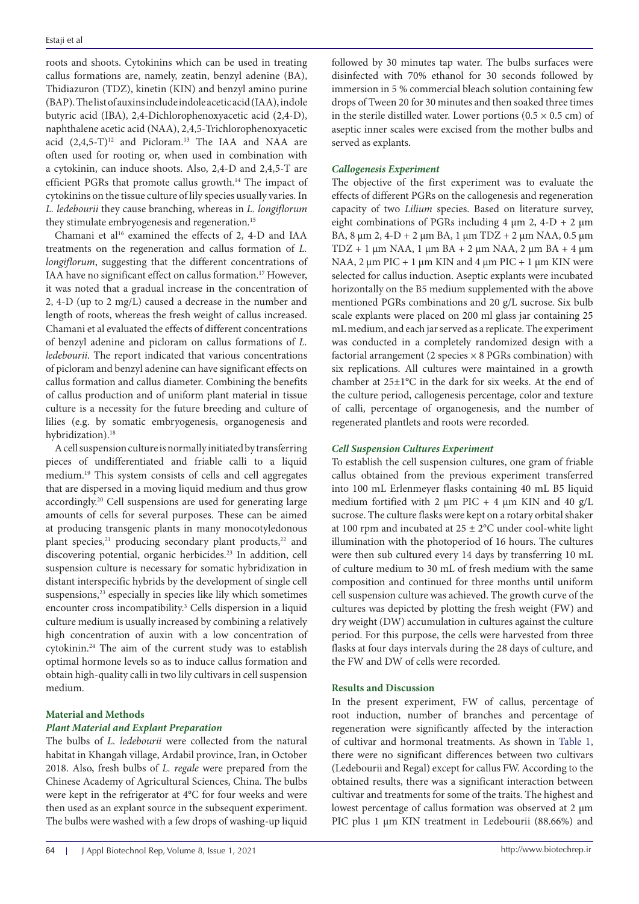roots and shoots. Cytokinins which can be used in treating callus formations are, namely, zeatin, benzyl adenine (BA), Thidiazuron (TDZ), kinetin (KIN) and benzyl amino purine (BAP). The list of auxins include indole acetic acid (IAA), indole butyric acid (IBA), 2,4-Dichlorophenoxyacetic acid (2,4-D), naphthalene acetic acid (NAA), 2,4,5-Trichlorophenoxyacetic acid (2,4,5-T)[12] and Picloram.[13] The IAA and NAA are often used for rooting or, when used in combination with a cytokinin, can induce shoots. Also, 2,4-D and 2,4,5-T are efficient PGRs that promote callus growth.[14] The impact of cytokinins on the tissue culture of lily species usually varies. In *L. ledebourii* they cause branching, whereas in *L. longiflorum* they stimulate embryogenesis and regeneration.[15]

Chamani et al[16] examined the effects of 2, 4-D and IAA treatments on the regeneration and callus formation of *L. longiflorum*, suggesting that the different concentrations of IAA have no significant effect on callus formation.[17] However, it was noted that a gradual increase in the concentration of 2, 4-D (up to 2 mg/L) caused a decrease in the number and length of roots, whereas the fresh weight of callus increased. Chamani et al evaluated the effects of different concentrations of benzyl adenine and picloram on callus formations of *L. ledebourii*. The report indicated that various concentrations of picloram and benzyl adenine can have significant effects on callus formation and callus diameter. Combining the benefits of callus production and of uniform plant material in tissue culture is a necessity for the future breeding and culture of lilies (e.g. by somatic embryogenesis, organogenesis and hybridization).[18]

A cell suspension culture is normally initiated by transferring pieces of undifferentiated and friable calli to a liquid medium.[19] This system consists of cells and cell aggregates that are dispersed in a moving liquid medium and thus grow accordingly.[20] Cell suspensions are used for generating large amounts of cells for several purposes. These can be aimed at producing transgenic plants in many monocotyledonous plant species,[21] producing secondary plant products,[22] and discovering potential, organic herbicides.[23] In addition, cell suspension culture is necessary for somatic hybridization in distant interspecific hybrids by the development of single cell suspensions,[23] especially in species like lily which sometimes encounter cross incompatibility.[3] Cells dispersion in a liquid culture medium is usually increased by combining a relatively high concentration of auxin with a low concentration of cytokinin.[24] The aim of the current study was to establish optimal hormone levels so as to induce callus formation and obtain high-quality calli in two lily cultivars in cell suspension medium.

## Material and Methods

### Plant Material and Explant Preparation

The bulbs of *L. ledebourii* were collected from the natural habitat in Khangah village, Ardabil province, Iran, in October 2018. Also, fresh bulbs of *L. regale* were prepared from the Chinese Academy of Agricultural Sciences, China. The bulbs were kept in the refrigerator at 4°C for four weeks and were then used as an explant source in the subsequent experiment. The bulbs were washed with a few drops of washing-up liquid followed by 30 minutes tap water. The bulbs surfaces were disinfected with 70% ethanol for 30 seconds followed by immersion in 5 % commercial bleach solution containing few drops of Tween 20 for 30 minutes and then soaked three times in the sterile distilled water. Lower portions (0.5 × 0.5 cm) of aseptic inner scales were excised from the mother bulbs and served as explants.

### Callogenesis Experiment

The objective of the first experiment was to evaluate the effects of different PGRs on the callogenesis and regeneration capacity of two *Lilium* species. Based on literature survey, eight combinations of PGRs including 4 µm 2, 4-D + 2 µm BA, 8 µm 2, 4-D + 2 µm BA, 1 µm TDZ + 2 µm NAA, 0.5 µm TDZ + 1 µm NAA, 1 µm BA + 2 µm NAA, 2 µm BA + 4 µm NAA, 2 µm PIC + 1 µm KIN and 4 µm PIC + 1 µm KIN were selected for callus induction. Aseptic explants were incubated horizontally on the B5 medium supplemented with the above mentioned PGRs combinations and 20 g/L sucrose. Six bulb scale explants were placed on 200 ml glass jar containing 25 mL medium, and each jar served as a replicate. The experiment was conducted in a completely randomized design with a factorial arrangement (2 species × 8 PGRs combination) with six replications. All cultures were maintained in a growth chamber at 25±1°C in the dark for six weeks. At the end of the culture period, callogenesis percentage, color and texture of calli, percentage of organogenesis, and the number of regenerated plantlets and roots were recorded.

### Cell Suspension Cultures Experiment

To establish the cell suspension cultures, one gram of friable callus obtained from the previous experiment transferred into 100 mL Erlenmeyer flasks containing 40 mL B5 liquid medium fortified with 2 µm PIC + 4 µm KIN and 40 g/L sucrose. The culture flasks were kept on a rotary orbital shaker at 100 rpm and incubated at 25 ± 2°C under cool-white light illumination with the photoperiod of 16 hours. The cultures were then sub cultured every 14 days by transferring 10 mL of culture medium to 30 mL of fresh medium with the same composition and continued for three months until uniform cell suspension culture was achieved. The growth curve of the cultures was depicted by plotting the fresh weight (FW) and dry weight (DW) accumulation in cultures against the culture period. For this purpose, the cells were harvested from three flasks at four days intervals during the 28 days of culture, and the FW and DW of cells were recorded.

## Results and Discussion

In the present experiment, FW of callus, percentage of root induction, number of branches and percentage of regeneration were significantly affected by the interaction of cultivar and hormonal treatments. As shown in Table 1, there were no significant differences between two cultivars (Ledebourii and Regal) except for callus FW. According to the obtained results, there was a significant interaction between cultivar and treatments for some of the traits. The highest and lowest percentage of callus formation was observed at 2 µm PIC plus 1 µm KIN treatment in Ledebourii (88.66%) and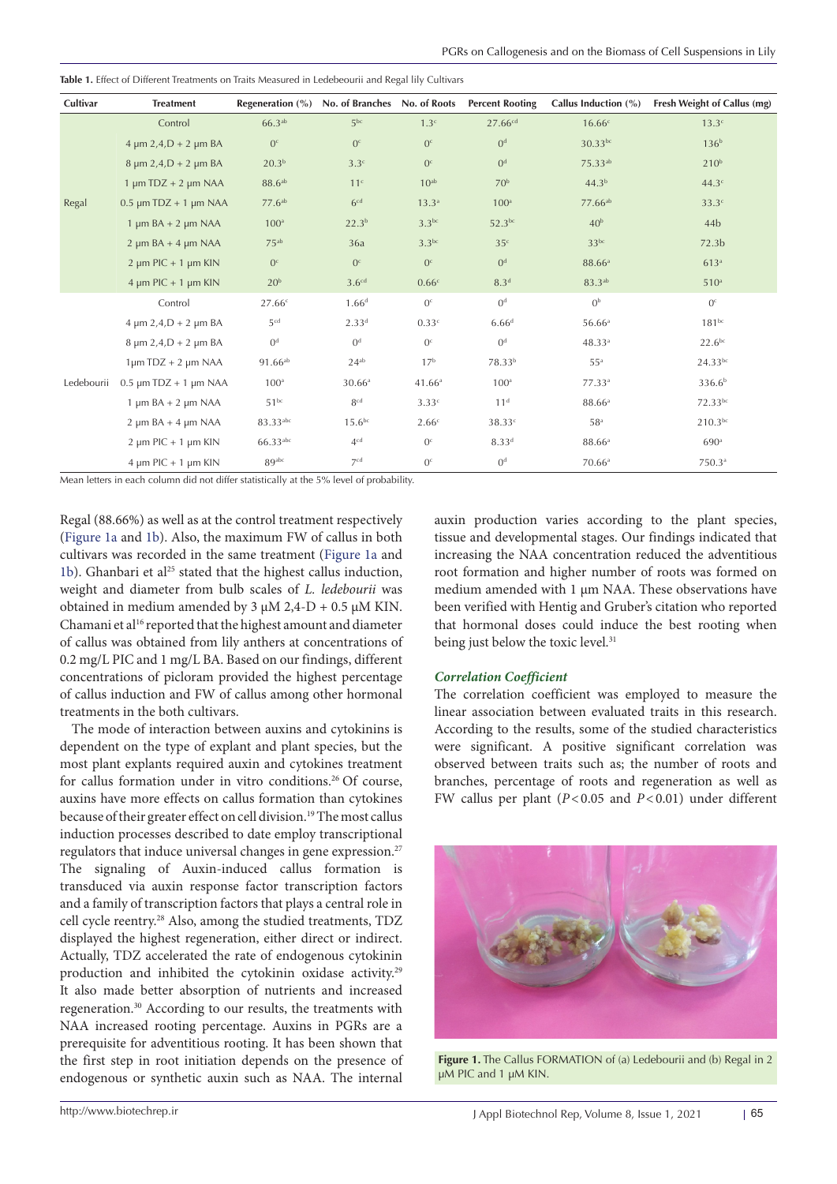Table 1. Effect of Different Treatments on Traits Measured in Ledebeourii and Regal lily Cultivars

| Cultivar | Treatment | Regeneration (%) | No. of Branches | No. of Roots | Percent Rooting | Callus Induction (%) | Fresh Weight of Callus (mg) |
|---|---|---|---|---|---|---|---|
| Regal | Control | 66.3[ab] | 5[bc] | 1.3[c] | 27.66[cd] | 16.66[c] | 13.3[c] |
| | 4 µm 2,4,D + 2 µm BA | 0[c] | 0[c] | 0[c] | 0[d] | 30.33[bc] | 136[b] |
| | 8 µm 2,4,D + 2 µm BA | 20.3[b] | 3.3[c] | 0[c] | 0[d] | 75.33[ab] | 210[b] |
| | 1 µm TDZ + 2 µm NAA | 88.6[ab] | 11[c] | 10[ab] | 70[b] | 44.3[b] | 44.3[c] |
| | 0.5 µm TDZ + 1 µm NAA | 77.6[ab] | 6[cd] | 13.3[a] | 100[a] | 77.66[ab] | 33.3[c] |
| | 1 µm BA + 2 µm NAA | 100[a] | 22.3[b] | 3.3[bc] | 52.3[bc] | 40[b] | 44b |
| | 2 µm BA + 4 µm NAA | 75[ab] | 36a | 3.3[bc] | 35[c] | 33[bc] | 72.3b |
| | 2 µm PIC + 1 µm KIN | 0[c] | 0[c] | 0[c] | 0[d] | 88.66[a] | 613[a] |
| | 4 µm PIC + 1 µm KIN | 20[b] | 3.6[cd] | 0.66[c] | 8.3[d] | 83.3[ab] | 510[a] |
| Ledebourii | Control | 27.66[c] | 1.66[d] | 0[c] | 0[d] | 0[b] | 0[c] |
| | 4 µm 2,4,D + 2 µm BA | 5[cd] | 2.33[d] | 0.33[c] | 6.66[d] | 56.66[a] | 181[bc] |
| | 8 µm 2,4,D + 2 µm BA | 0[d] | 0[d] | 0[c] | 0[d] | 48.33[a] | 22.6[bc] |
| | 1µm TDZ + 2 µm NAA | 91.66[ab] | 24[ab] | 17[b] | 78.33[b] | 55[a] | 24.33[bc] |
| | 0.5 µm TDZ + 1 µm NAA | 100[a] | 30.66[a] | 41.66[a] | 100[a] | 77.33[a] | 336.6[b] |
| | 1 µm BA + 2 µm NAA | 51[bc] | 8[cd] | 3.33[c] | 11[d] | 88.66[a] | 72.33[bc] |
| | 2 µm BA + 4 µm NAA | 83.33[abc] | 15.6[bc] | 2.66[c] | 38.33[c] | 58[a] | 210.3[bc] |
| | 2 µm PIC + 1 µm KIN | 66.33[abc] | 4[cd] | 0[c] | 8.33[d] | 88.66[a] | 690[a] |
| | 4 µm PIC + 1 µm KIN | 89[abc] | 7[cd] | 0[c] | 0[d] | 70.66[a] | 750.3[a] |

Mean letters in each column did not differ statistically at the 5% level of probability.

Regal (88.66%) as well as at the control treatment respectively (Figure 1a and 1b). Also, the maximum FW of callus in both cultivars was recorded in the same treatment (Figure 1a and 1b). Ghanbari et al[25] stated that the highest callus induction, weight and diameter from bulb scales of *L. ledebourii* was obtained in medium amended by 3 µM 2,4-D + 0.5 µM KIN. Chamani et al[16] reported that the highest amount and diameter of callus was obtained from lily anthers at concentrations of 0.2 mg/L PIC and 1 mg/L BA. Based on our findings, different concentrations of picloram provided the highest percentage of callus induction and FW of callus among other hormonal treatments in the both cultivars.

The mode of interaction between auxins and cytokinins is dependent on the type of explant and plant species, but the most plant explants required auxin and cytokines treatment for callus formation under in vitro conditions.[26] Of course, auxins have more effects on callus formation than cytokines because of their greater effect on cell division.[19] The most callus induction processes described to date employ transcriptional regulators that induce universal changes in gene expression.[27] The signaling of Auxin-induced callus formation is transduced via auxin response factor transcription factors and a family of transcription factors that plays a central role in cell cycle reentry.[28] Also, among the studied treatments, TDZ displayed the highest regeneration, either direct or indirect. Actually, TDZ accelerated the rate of endogenous cytokinin production and inhibited the cytokinin oxidase activity.[29] It also made better absorption of nutrients and increased regeneration.[30] According to our results, the treatments with NAA increased rooting percentage. Auxins in PGRs are a prerequisite for adventitious rooting. It has been shown that the first step in root initiation depends on the presence of endogenous or synthetic auxin such as NAA. The internal auxin production varies according to the plant species, tissue and developmental stages. Our findings indicated that increasing the NAA concentration reduced the adventitious root formation and higher number of roots was formed on medium amended with 1 µm NAA. These observations have been verified with Hentig and Gruber's citation who reported that hormonal doses could induce the best rooting when being just below the toxic level.[31]

### Correlation Coefficient

The correlation coefficient was employed to measure the linear association between evaluated traits in this research. According to the results, some of the studied characteristics were significant. A positive significant correlation was observed between traits such as; the number of roots and branches, percentage of roots and regeneration as well as FW callus per plant ($P<0.05$ and $P<0.01$) under different

**Figure 1.** The Callus FORMATION of (a) Ledebourii and (b) Regal in 2 µM PIC and 1 µM KIN.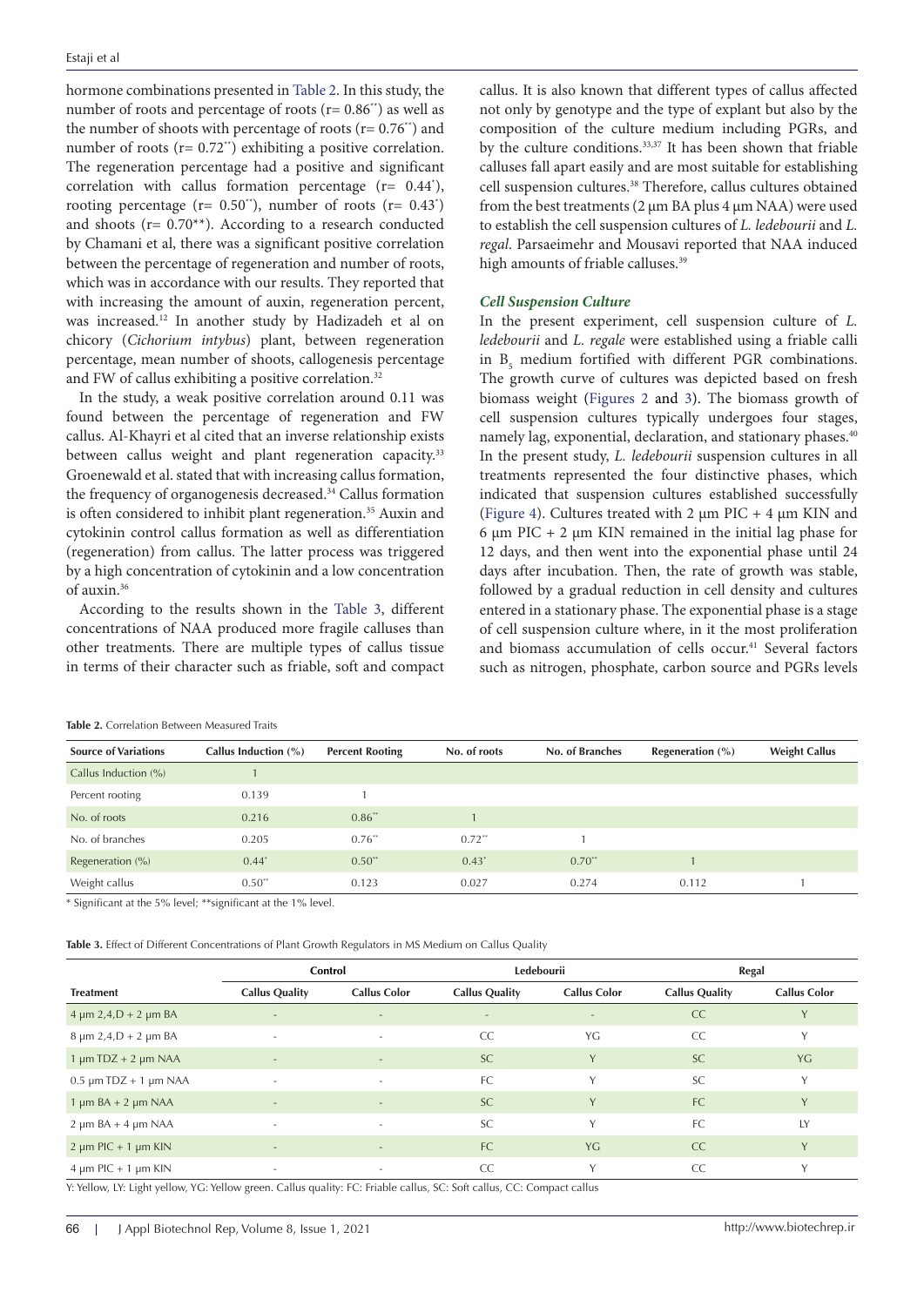hormone combinations presented in Table 2. In this study, the number of roots and percentage of roots (r= 0.86**) as well as the number of shoots with percentage of roots (r= 0.76**) and number of roots (r= 0.72**) exhibiting a positive correlation. The regeneration percentage had a positive and significant correlation with callus formation percentage (r= 0.44*), rooting percentage (r= 0.50**), number of roots (r= 0.43*) and shoots (r= 0.70**). According to a research conducted by Chamani et al, there was a significant positive correlation between the percentage of regeneration and number of roots, which was in accordance with our results. They reported that with increasing the amount of auxin, regeneration percent, was increased.[12] In another study by Hadizadeh et al on chicory (*Cichorium intybus*) plant, between regeneration percentage, mean number of shoots, callogenesis percentage and FW of callus exhibiting a positive correlation.[32]

In the study, a weak positive correlation around 0.11 was found between the percentage of regeneration and FW callus. Al-Khayri et al cited that an inverse relationship exists between callus weight and plant regeneration capacity.[33] Groenewald et al. stated that with increasing callus formation, the frequency of organogenesis decreased.[34] Callus formation is often considered to inhibit plant regeneration.[35] Auxin and cytokinin control callus formation as well as differentiation (regeneration) from callus. The latter process was triggered by a high concentration of cytokinin and a low concentration of auxin.[36]

According to the results shown in the Table 3, different concentrations of NAA produced more fragile calluses than other treatments. There are multiple types of callus tissue in terms of their character such as friable, soft and compact callus. It is also known that different types of callus affected not only by genotype and the type of explant but also by the composition of the culture medium including PGRs, and by the culture conditions.[33,37] It has been shown that friable calluses fall apart easily and are most suitable for establishing cell suspension cultures.[38] Therefore, callus cultures obtained from the best treatments (2 µm BA plus 4 µm NAA) were used to establish the cell suspension cultures of *L. ledebourii* and *L. regal*. Parsaeimehr and Mousavi reported that NAA induced high amounts of friable calluses.[39]

### *Cell Suspension Culture*

In the present experiment, cell suspension culture of *L. ledebourii* and *L. regale* were established using a friable calli in $B_5$ medium fortified with different PGR combinations. The growth curve of cultures was depicted based on fresh biomass weight (Figures 2 and 3). The biomass growth of cell suspension cultures typically undergoes four stages, namely lag, exponential, declaration, and stationary phases.[40] In the present study, *L. ledebourii* suspension cultures in all treatments represented the four distinctive phases, which indicated that suspension cultures established successfully (Figure 4). Cultures treated with 2 µm PIC + 4 µm KIN and 6 µm PIC + 2 µm KIN remained in the initial lag phase for 12 days, and then went into the exponential phase until 24 days after incubation. Then, the rate of growth was stable, followed by a gradual reduction in cell density and cultures entered in a stationary phase. The exponential phase is a stage of cell suspension culture where, in it the most proliferation and biomass accumulation of cells occur.[41] Several factors such as nitrogen, phosphate, carbon source and PGRs levels

**Table 2.** Correlation Between Measured Traits

| Source of Variations | Callus Induction (%) | Percent Rooting | No. of roots | No. of Branches | Regeneration (%) | Weight Callus |
|---|---|---|---|---|---|---|
| Callus Induction (%) | 1 | | | | | |
| Percent rooting | 0.139 | 1 | | | | |
| No. of roots | 0.216 | 0.86** | 1 | | | |
| No. of branches | 0.205 | 0.76** | 0.72** | 1 | | |
| Regeneration (%) | 0.44* | 0.50** | 0.43* | 0.70** | 1 | |
| Weight callus | 0.50** | 0.123 | 0.027 | 0.274 | 0.112 | 1 |

* Significant at the 5% level; **significant at the 1% level.

**Table 3.** Effect of Different Concentrations of Plant Growth Regulators in MS Medium on Callus Quality

| | Control | | Ledebourii | | Regal | |
|---|---|---|---|---|---|---|
| Treatment | Callus Quality | Callus Color | Callus Quality | Callus Color | Callus Quality | Callus Color |
| 4 µm 2,4,D + 2 µm BA | - | - | - | - | CC | Y |
| 8 µm 2,4,D + 2 µm BA | - | - | CC | YG | CC | Y |
| 1 µm TDZ + 2 µm NAA | - | - | SC | Y | SC | YG |
| 0.5 µm TDZ + 1 µm NAA | - | - | FC | Y | SC | Y |
| 1 µm BA + 2 µm NAA | - | - | SC | Y | FC | Y |
| 2 µm BA + 4 µm NAA | - | - | SC | Y | FC | LY |
| 2 µm PIC + 1 µm KIN | - | - | FC | YG | CC | Y |
| 4 µm PIC + 1 µm KIN | - | - | CC | Y | CC | Y |

Y: Yellow, LY: Light yellow, YG: Yellow green. Callus quality: FC: Friable callus, SC: Soft callus, CC: Compact callus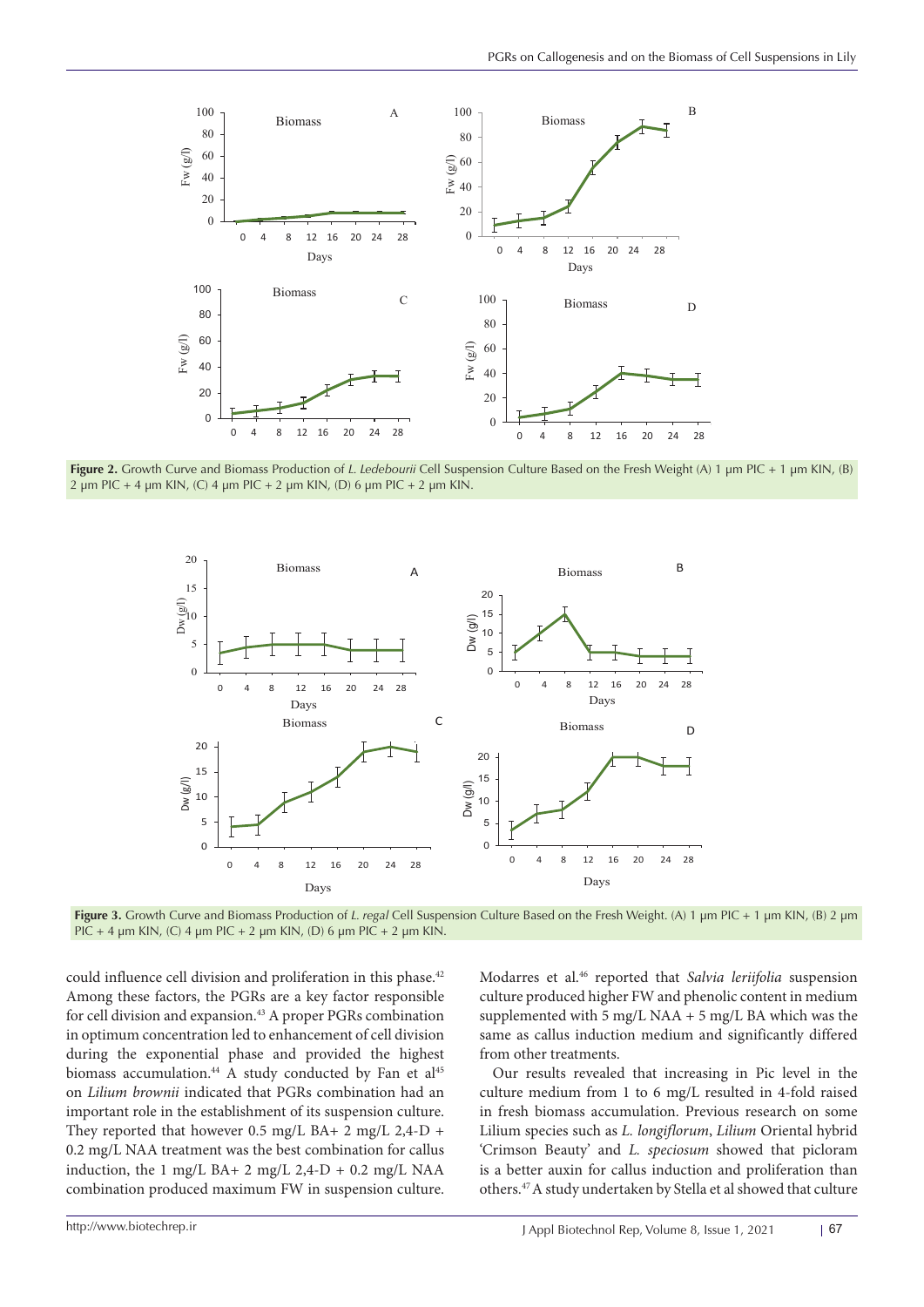**Figure 2.** Growth Curve and Biomass Production of *L. Ledebourii* Cell Suspension Culture Based on the Fresh Weight (A) 1 μm PIC + 1 μm KIN, (B) 2 μm PIC + 4 μm KIN, (C) 4 μm PIC + 2 μm KIN, (D) 6 μm PIC + 2 μm KIN.

**Figure 3.** Growth Curve and Biomass Production of *L. regal* Cell Suspension Culture Based on the Fresh Weight. (A) 1 μm PIC + 1 μm KIN, (B) 2 μm PIC + 4 μm KIN, (C) 4 μm PIC + 2 μm KIN, (D) 6 μm PIC + 2 μm KIN.

could influence cell division and proliferation in this phase.[42] Among these factors, the PGRs are a key factor responsible for cell division and expansion.[43] A proper PGRs combination in optimum concentration led to enhancement of cell division during the exponential phase and provided the highest biomass accumulation.[44] A study conducted by Fan et al[45] on *Lilium brownii* indicated that PGRs combination had an important role in the establishment of its suspension culture. They reported that however 0.5 mg/L BA+ 2 mg/L 2,4-D + 0.2 mg/L NAA treatment was the best combination for callus induction, the 1 mg/L BA+ 2 mg/L 2,4-D + 0.2 mg/L NAA combination produced maximum FW in suspension culture. Modarres et al.[46] reported that *Salvia leriifolia* suspension culture produced higher FW and phenolic content in medium supplemented with 5 mg/L NAA + 5 mg/L BA which was the same as callus induction medium and significantly differed from other treatments.

Our results revealed that increasing in Pic level in the culture medium from 1 to 6 mg/L resulted in 4-fold raised in fresh biomass accumulation. Previous research on some Lilium species such as *L. longiflorum*, *Lilium* Oriental hybrid 'Crimson Beauty' and *L. speciosum* showed that picloram is a better auxin for callus induction and proliferation than others.[47] A study undertaken by Stella et al showed that culture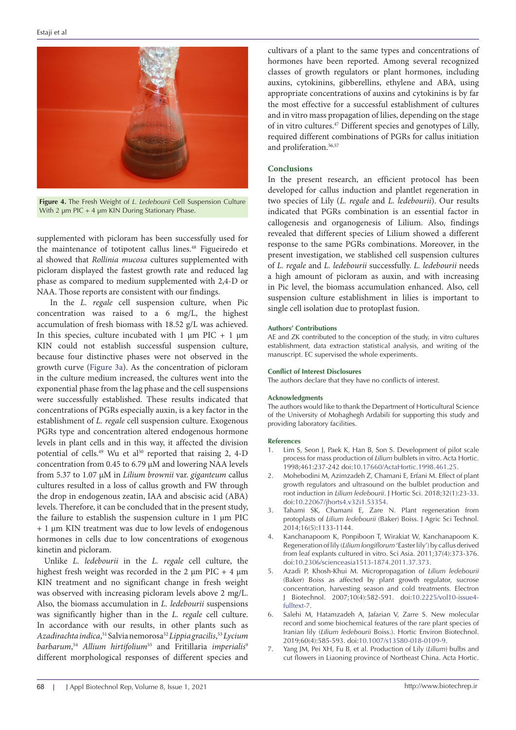**Figure 4.** The Fresh Weight of *L. Ledebourii* Cell Suspension Culture With 2 µm PIC + 4 µm KIN During Stationary Phase.

supplemented with picloram has been successfully used for the maintenance of totipotent callus lines.[48] Figueiredo et al showed that *Rollinia mucosa* cultures supplemented with picloram displayed the fastest growth rate and reduced lag phase as compared to medium supplemented with 2,4-D or NAA. Those reports are consistent with our findings.

In the *L. regale* cell suspension culture, when Pic concentration was raised to a 6 mg/L, the highest accumulation of fresh biomass with 18.52 g/L was achieved. In this species, culture incubated with 1 µm PIC + 1 µm KIN could not establish successful suspension culture, because four distinctive phases were not observed in the growth curve (Figure 3a). As the concentration of picloram in the culture medium increased, the cultures went into the exponential phase from the lag phase and the cell suspensions were successfully established. These results indicated that concentrations of PGRs especially auxin, is a key factor in the establishment of *L. regale* cell suspension culture. Exogenous PGRs type and concentration altered endogenous hormone levels in plant cells and in this way, it affected the division potential of cells.[49] Wu et al[50] reported that raising 2, 4-D concentration from 0.45 to 6.79 µM and lowering NAA levels from 5.37 to 1.07 µM in *Lilium brownii* var. *giganteum* callus cultures resulted in a loss of callus growth and FW through the drop in endogenous zeatin, IAA and abscisic acid (ABA) levels. Therefore, it can be concluded that in the present study, the failure to establish the suspension culture in 1 µm PIC + 1 µm KIN treatment was due to low levels of endogenous hormones in cells due to low concentrations of exogenous kinetin and picloram.

Unlike *L. ledebourii* in the *L. regale* cell culture, the highest fresh weight was recorded in the 2 µm PIC + 4 µm KIN treatment and no significant change in fresh weight was observed with increasing picloram levels above 2 mg/L. Also, the biomass accumulation in *L. ledebourii* suspensions was significantly higher than in the *L. regale* cell culture. In accordance with our results, in other plants such as *Azadirachta indica*,[51] Salvia nemorosa[52] *Lippia gracilis*,[53] *Lycium barbarum*,[54] *Allium hirtifolium*[55] and Fritillaria *imperialis*[9] different morphological responses of different species and cultivars of a plant to the same types and concentrations of hormones have been reported. Among several recognized classes of growth regulators or plant hormones, including auxins, cytokinins, gibberellins, ethylene and ABA, using appropriate concentrations of auxins and cytokinins is by far the most effective for a successful establishment of cultures and in vitro mass propagation of lilies, depending on the stage of in vitro cultures.[47] Different species and genotypes of Lilly, required different combinations of PGRs for callus initiation and proliferation.[56,57]

## Conclusions

In the present research, an efficient protocol has been developed for callus induction and plantlet regeneration in two species of Lily (*L. regale* and *L. ledebourii*). Our results indicated that PGRs combination is an essential factor in callogenesis and organogenesis of Lilium. Also, findings revealed that different species of Lilium showed a different response to the same PGRs combinations. Moreover, in the present investigation, we stablished cell suspension cultures of *L. regale* and *L. ledebourii* successfully. *L. ledebourii* needs a high amount of picloram as auxin, and with increasing in Pic level, the biomass accumulation enhanced. Also, cell suspension culture establishment in lilies is important to single cell isolation due to protoplast fusion.

### Authors' Contributions

AE and ZK contributed to the conception of the study, in vitro cultures establishment, data extraction statistical analysis, and writing of the manuscript. EC supervised the whole experiments.

### Conflict of Interest Disclosures

The authors declare that they have no conflicts of interest.

### Acknowledgments

The authors would like to thank the Department of Horticultural Science of the University of Mohaghegh Ardabili for supporting this study and providing laboratory facilities.

### References

1. Lim S, Seon J, Paek K, Han B, Son S. Development of pilot scale process for mass production of *Lilium* bulblets in vitro. Acta Hortic. 1998;461:237-242 doi:10.17660/ActaHortic.1998.461.25.
2. Mohebodini M, Azimzadeh Z, Chamani E, Erfani M. Effect of plant growth regulators and ultrasound on the bulblet production and root induction in *Lilium ledebourii*. J Hortic Sci. 2018;32(1):23-33. doi:10.22067/jhorts4.v32i1.53354.
3. Tahami SK, Chamani E, Zare N. Plant regeneration from protoplasts of *Lilium ledebourii* (Baker) Boiss. J Agric Sci Technol. 2014;16(5):1133-1144.
4. Kanchanapoom K, Ponpiboon T, Wirakiat W, Kanchanapoom K. Regeneration of lily (*Lilium longiflorum* 'Easter lily') by callus derived from leaf explants cultured in vitro. Sci Asia. 2011;37(4):373-376. doi:10.2306/scienceasia1513-1874.2011.37.373.
5. Azadi P, Khosh-Khui M. Micropropagation of *Lilium ledebourii* (Baker) Boiss as affected by plant growth regulator, sucrose concentration, harvesting season and cold treatments. Electron J Biotechnol. 2007;10(4):582-591. doi:10.2225/vol10-issue4-fulltext-7.
6. Salehi M, Hatamzadeh A, Jafarian V, Zarre S. New molecular record and some biochemical features of the rare plant species of Iranian lily (*Lilium ledebourii* Boiss.). Hortic Environ Biotechnol. 2019;60(4):585-593. doi:10.1007/s13580-018-0109-9.
7. Yang JM, Pei XH, Fu B, et al. Production of Lily (*Lilium*) bulbs and cut flowers in Liaoning province of Northeast China. Acta Hortic.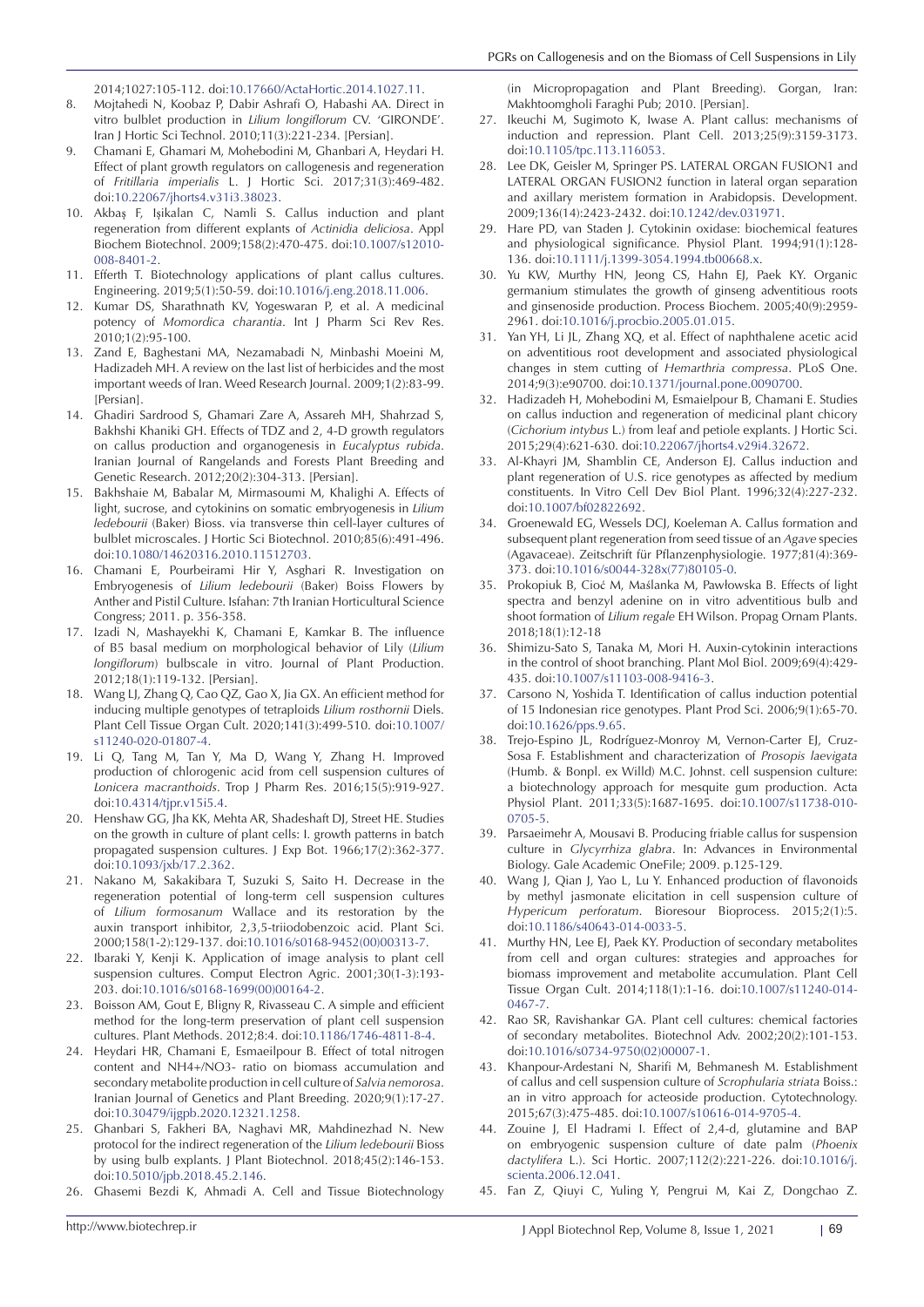2014;1027:105-112. doi:10.17660/ActaHortic.2014.1027.11.

8. Mojtahedi N, Koobaz P, Dabir Ashrafi O, Habashi AA. Direct in vitro bulblet production in *Lilium longiflorum* CV. 'GIRONDE'. Iran J Hortic Sci Technol. 2010;11(3):221-234. [Persian].
9. Chamani E, Ghamari M, Mohebodini M, Ghanbari A, Heydari H. Effect of plant growth regulators on callogenesis and regeneration of *Fritillaria imperialis* L. J Hortic Sci. 2017;31(3):469-482. doi:10.22067/jhorts4.v31i3.38023.
10. Akbaş F, Işikalan C, Namli S. Callus induction and plant regeneration from different explants of *Actinidia deliciosa*. Appl Biochem Biotechnol. 2009;158(2):470-475. doi:10.1007/s12010-008-8401-2.
11. Efferth T. Biotechnology applications of plant callus cultures. Engineering. 2019;5(1):50-59. doi:10.1016/j.eng.2018.11.006.
12. Kumar DS, Sharathnath KV, Yogeswaran P, et al. A medicinal potency of *Momordica charantia*. Int J Pharm Sci Rev Res. 2010;1(2):95-100.
13. Zand E, Baghestani MA, Nezamabadi N, Minbashi Moeini M, Hadizadeh MH. A review on the last list of herbicides and the most important weeds of Iran. Weed Research Journal. 2009;1(2):83-99. [Persian].
14. Ghadiri Sardrood S, Ghamari Zare A, Assareh MH, Shahrzad S, Bakhshi Khaniki GH. Effects of TDZ and 2, 4-D growth regulators on callus production and organogenesis in *Eucalyptus rubida*. Iranian Journal of Rangelands and Forests Plant Breeding and Genetic Research. 2012;20(2):304-313. [Persian].
15. Bakhshaie M, Babalar M, Mirmasoumi M, Khalighi A. Effects of light, sucrose, and cytokinins on somatic embryogenesis in *Lilium ledebourii* (Baker) Bioss. via transverse thin cell-layer cultures of bulblet microscales. J Hortic Sci Biotechnol. 2010;85(6):491-496. doi:10.1080/14620316.2010.11512703.
16. Chamani E, Pourbeirami Hir Y, Asghari R. Investigation on Embryogenesis of *Lilium ledebourii* (Baker) Boiss Flowers by Anther and Pistil Culture. Isfahan: 7th Iranian Horticultural Science Congress; 2011. p. 356-358.
17. Izadi N, Mashayekhi K, Chamani E, Kamkar B. The influence of B5 basal medium on morphological behavior of Lily (*Lilium longiflorum*) bulbscale in vitro. Journal of Plant Production. 2012;18(1):119-132. [Persian].
18. Wang LJ, Zhang Q, Cao QZ, Gao X, Jia GX. An efficient method for inducing multiple genotypes of tetraploids *Lilium rosthornii* Diels. Plant Cell Tissue Organ Cult. 2020;141(3):499-510. doi:10.1007/s11240-020-01807-4.
19. Li Q, Tang M, Tan Y, Ma D, Wang Y, Zhang H. Improved production of chlorogenic acid from cell suspension cultures of *Lonicera macranthoids*. Trop J Pharm Res. 2016;15(5):919-927. doi:10.4314/tjpr.v15i5.4.
20. Henshaw GG, Jha KK, Mehta AR, Shadeshaft DJ, Street HE. Studies on the growth in culture of plant cells: I. growth patterns in batch propagated suspension cultures. J Exp Bot. 1966;17(2):362-377. doi:10.1093/jxb/17.2.362.
21. Nakano M, Sakakibara T, Suzuki S, Saito H. Decrease in the regeneration potential of long-term cell suspension cultures of *Lilium formosanum* Wallace and its restoration by the auxin transport inhibitor, 2,3,5-triiodobenzoic acid. Plant Sci. 2000;158(1-2):129-137. doi:10.1016/s0168-9452(00)00313-7.
22. Ibaraki Y, Kenji K. Application of image analysis to plant cell suspension cultures. Comput Electron Agric. 2001;30(1-3):193-203. doi:10.1016/s0168-1699(00)00164-2.
23. Boisson AM, Gout E, Bligny R, Rivasseau C. A simple and efficient method for the long-term preservation of plant cell suspension cultures. Plant Methods. 2012;8:4. doi:10.1186/1746-4811-8-4.
24. Heydari HR, Chamani E, Esmaeilpour B. Effect of total nitrogen content and NH4+/NO3- ratio on biomass accumulation and secondary metabolite production in cell culture of *Salvia nemorosa*. Iranian Journal of Genetics and Plant Breeding. 2020;9(1):17-27. doi:10.30479/ijgpb.2020.12321.1258.
25. Ghanbari S, Fakheri BA, Naghavi MR, Mahdinezhad N. New protocol for the indirect regeneration of the *Lilium ledebourii* Bioss by using bulb explants. J Plant Biotechnol. 2018;45(2):146-153. doi:10.5010/jpb.2018.45.2.146.
26. Ghasemi Bezdi K, Ahmadi A. Cell and Tissue Biotechnology (in Micropropagation and Plant Breeding). Gorgan, Iran: Makhtoomgholi Faraghi Pub; 2010. [Persian].
27. Ikeuchi M, Sugimoto K, Iwase A. Plant callus: mechanisms of induction and repression. Plant Cell. 2013;25(9):3159-3173. doi:10.1105/tpc.113.116053.
28. Lee DK, Geisler M, Springer PS. LATERAL ORGAN FUSION1 and LATERAL ORGAN FUSION2 function in lateral organ separation and axillary meristem formation in Arabidopsis. Development. 2009;136(14):2423-2432. doi:10.1242/dev.031971.
29. Hare PD, van Staden J. Cytokinin oxidase: biochemical features and physiological significance. Physiol Plant. 1994;91(1):128-136. doi:10.1111/j.1399-3054.1994.tb00668.x.
30. Yu KW, Murthy HN, Jeong CS, Hahn EJ, Paek KY. Organic germanium stimulates the growth of ginseng adventitious roots and ginsenoside production. Process Biochem. 2005;40(9):2959-2961. doi:10.1016/j.procbio.2005.01.015.
31. Yan YH, Li JL, Zhang XQ, et al. Effect of naphthalene acetic acid on adventitious root development and associated physiological changes in stem cutting of *Hemarthria compressa*. PLoS One. 2014;9(3):e90700. doi:10.1371/journal.pone.0090700.
32. Hadizadeh H, Mohebodini M, Esmaeilpour B, Chamani E. Studies on callus induction and regeneration of medicinal plant chicory (*Cichorium intybus* L.) from leaf and petiole explants. J Hortic Sci. 2015;29(4):621-630. doi:10.22067/jhorts4.v29i4.32672.
33. Al-Khayri JM, Shamblin CE, Anderson EJ. Callus induction and plant regeneration of U.S. rice genotypes as affected by medium constituents. In Vitro Cell Dev Biol Plant. 1996;32(4):227-232. doi:10.1007/bf02822692.
34. Groenewald EG, Wessels DCJ, Koeleman A. Callus formation and subsequent plant regeneration from seed tissue of an *Agave* species (Agavaceae). Zeitschrift für Pflanzenphysiologie. 1977;81(4):369-373. doi:10.1016/s0044-328x(77)80105-0.
35. Prokopiuk B, Cioć M, Maślanka M, Pawłowska B. Effects of light spectra and benzyl adenine on in vitro adventitious bulb and shoot formation of *Lilium regale* EH Wilson. Propag Ornam Plants. 2018;18(1):12-18
36. Shimizu-Sato S, Tanaka M, Mori H. Auxin-cytokinin interactions in the control of shoot branching. Plant Mol Biol. 2009;69(4):429-435. doi:10.1007/s11103-008-9416-3.
37. Carsono N, Yoshida T. Identification of callus induction potential of 15 Indonesian rice genotypes. Plant Prod Sci. 2006;9(1):65-70. doi:10.1626/pps.9.65.
38. Trejo-Espino JL, Rodríguez-Monroy M, Vernon-Carter EJ, Cruz-Sosa F. Establishment and characterization of *Prosopis laevigata* (Humb. & Bonpl. ex Willd) M.C. Johnst. cell suspension culture: a biotechnology approach for mesquite gum production. Acta Physiol Plant. 2011;33(5):1687-1695. doi:10.1007/s11738-010-0705-5.
39. Parsaeimehr A, Mousavi B. Producing friable callus for suspension culture in *Glycyrrhiza glabra*. In: Advances in Environmental Biology. Gale Academic OneFile; 2009. p.125-129.
40. Wang J, Qian J, Yao L, Lu Y. Enhanced production of flavonoids by methyl jasmonate elicitation in cell suspension culture of *Hypericum perforatum*. Bioresour Bioprocess. 2015;2(1):5. doi:10.1186/s40643-014-0033-5.
41. Murthy HN, Lee EJ, Paek KY. Production of secondary metabolites from cell and organ cultures: strategies and approaches for biomass improvement and metabolite accumulation. Plant Cell Tissue Organ Cult. 2014;118(1):1-16. doi:10.1007/s11240-014-0467-7.
42. Rao SR, Ravishankar GA. Plant cell cultures: chemical factories of secondary metabolites. Biotechnol Adv. 2002;20(2):101-153. doi:10.1016/s0734-9750(02)00007-1.
43. Khanpour-Ardestani N, Sharifi M, Behmanesh M. Establishment of callus and cell suspension culture of *Scrophularia striata* Boiss.: an in vitro approach for acteoside production. Cytotechnology. 2015;67(3):475-485. doi:10.1007/s10616-014-9705-4.
44. Zouine J, El Hadrami I. Effect of 2,4-d, glutamine and BAP on embryogenic suspension culture of date palm (*Phoenix dactylifera* L.). Sci Hortic. 2007;112(2):221-226. doi:10.1016/j.scienta.2006.12.041.
45. Fan Z, Qiuyi C, Yuling Y, Pengrui M, Kai Z, Dongchao Z.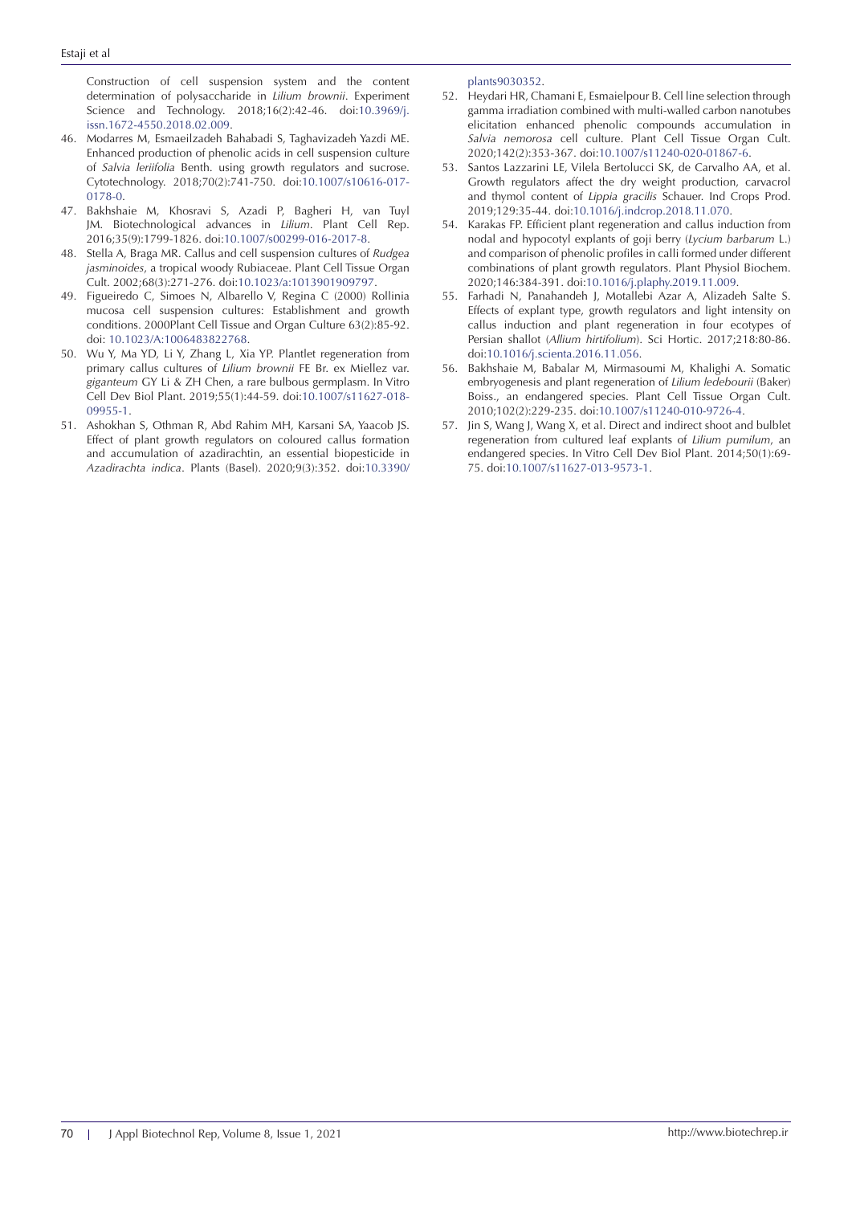Construction of cell suspension system and the content determination of polysaccharide in *Lilium brownii*. Experiment Science and Technology. 2018;16(2):42-46. doi:10.3969/j.issn.1672-4550.2018.02.009.

46. Modarres M, Esmaeilzadeh Bahabadi S, Taghavizadeh Yazdi ME. Enhanced production of phenolic acids in cell suspension culture of *Salvia leriifolia* Benth. using growth regulators and sucrose. Cytotechnology. 2018;70(2):741-750. doi:10.1007/s10616-017-0178-0.
47. Bakhshaie M, Khosravi S, Azadi P, Bagheri H, van Tuyl JM. Biotechnological advances in *Lilium*. Plant Cell Rep. 2016;35(9):1799-1826. doi:10.1007/s00299-016-2017-8.
48. Stella A, Braga MR. Callus and cell suspension cultures of *Rudgea jasminoides*, a tropical woody Rubiaceae. Plant Cell Tissue Organ Cult. 2002;68(3):271-276. doi:10.1023/a:1013901909797.
49. Figueiredo C, Simoes N, Albarello V, Regina C (2000) Rollinia mucosa cell suspension cultures: Establishment and growth conditions. 2000Plant Cell Tissue and Organ Culture 63(2):85-92. doi: 10.1023/A:1006483822768.
50. Wu Y, Ma YD, Li Y, Zhang L, Xia YP. Plantlet regeneration from primary callus cultures of *Lilium brownii* FE Br. ex Miellez var. *giganteum* GY Li & ZH Chen, a rare bulbous germplasm. In Vitro Cell Dev Biol Plant. 2019;55(1):44-59. doi:10.1007/s11627-018-09955-1.
51. Ashokhan S, Othman R, Abd Rahim MH, Karsani SA, Yaacob JS. Effect of plant growth regulators on coloured callus formation and accumulation of azadirachtin, an essential biopesticide in *Azadirachta indica*. Plants (Basel). 2020;9(3):352. doi:10.3390/plants9030352.
52. Heydari HR, Chamani E, Esmaielpour B. Cell line selection through gamma irradiation combined with multi-walled carbon nanotubes elicitation enhanced phenolic compounds accumulation in *Salvia nemorosa* cell culture. Plant Cell Tissue Organ Cult. 2020;142(2):353-367. doi:10.1007/s11240-020-01867-6.
53. Santos Lazzarini LE, Vilela Bertolucci SK, de Carvalho AA, et al. Growth regulators affect the dry weight production, carvacrol and thymol content of *Lippia gracilis* Schauer. Ind Crops Prod. 2019;129:35-44. doi:10.1016/j.indcrop.2018.11.070.
54. Karakas FP. Efficient plant regeneration and callus induction from nodal and hypocotyl explants of goji berry (*Lycium barbarum* L.) and comparison of phenolic profiles in calli formed under different combinations of plant growth regulators. Plant Physiol Biochem. 2020;146:384-391. doi:10.1016/j.plaphy.2019.11.009.
55. Farhadi N, Panahandeh J, Motallebi Azar A, Alizadeh Salte S. Effects of explant type, growth regulators and light intensity on callus induction and plant regeneration in four ecotypes of Persian shallot (*Allium hirtifolium*). Sci Hortic. 2017;218:80-86. doi:10.1016/j.scienta.2016.11.056.
56. Bakhshaie M, Babalar M, Mirmasoumi M, Khalighi A. Somatic embryogenesis and plant regeneration of *Lilium ledebourii* (Baker) Boiss., an endangered species. Plant Cell Tissue Organ Cult. 2010;102(2):229-235. doi:10.1007/s11240-010-9726-4.
57. Jin S, Wang J, Wang X, et al. Direct and indirect shoot and bulblet regeneration from cultured leaf explants of *Lilium pumilum*, an endangered species. In Vitro Cell Dev Biol Plant. 2014;50(1):69-75. doi:10.1007/s11627-013-9573-1.